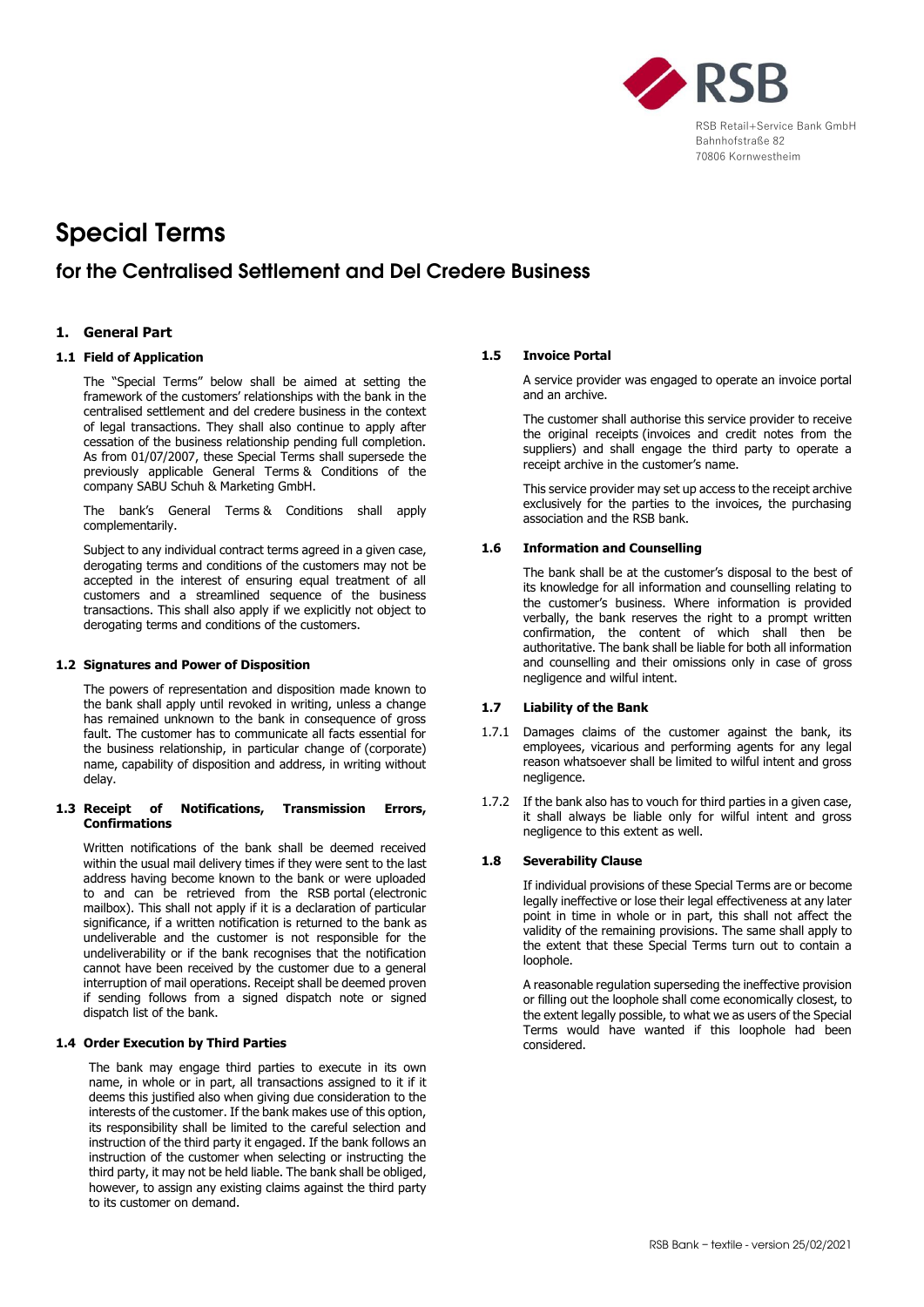RSB Retail+Service Bank GmbH
Bahnhofstraße 82
70806 Kornwestheim

# Special Terms

## for the Centralised Settlement and Del Credere Business

### 1. General Part

#### 1.1 Field of Application

The "Special Terms" below shall be aimed at setting the framework of the customers' relationships with the bank in the centralised settlement and del credere business in the context of legal transactions. They shall also continue to apply after cessation of the business relationship pending full completion. As from 01/07/2007, these Special Terms shall supersede the previously applicable General Terms & Conditions of the company SABU Schuh & Marketing GmbH.

The bank's General Terms & Conditions shall apply complementarily.

Subject to any individual contract terms agreed in a given case, derogating terms and conditions of the customers may not be accepted in the interest of ensuring equal treatment of all customers and a streamlined sequence of the business transactions. This shall also apply if we explicitly not object to derogating terms and conditions of the customers.

#### 1.2 Signatures and Power of Disposition

The powers of representation and disposition made known to the bank shall apply until revoked in writing, unless a change has remained unknown to the bank in consequence of gross fault. The customer has to communicate all facts essential for the business relationship, in particular change of (corporate) name, capability of disposition and address, in writing without delay.

#### 1.3 Receipt of Notifications, Transmission Errors, Confirmations

Written notifications of the bank shall be deemed received within the usual mail delivery times if they were sent to the last address having become known to the bank or were uploaded to and can be retrieved from the RSB portal (electronic mailbox). This shall not apply if it is a declaration of particular significance, if a written notification is returned to the bank as undeliverable and the customer is not responsible for the undeliverability or if the bank recognises that the notification cannot have been received by the customer due to a general interruption of mail operations. Receipt shall be deemed proven if sending follows from a signed dispatch note or signed dispatch list of the bank.

#### 1.4 Order Execution by Third Parties

The bank may engage third parties to execute in its own name, in whole or in part, all transactions assigned to it if it deems this justified also when giving due consideration to the interests of the customer. If the bank makes use of this option, its responsibility shall be limited to the careful selection and instruction of the third party it engaged. If the bank follows an instruction of the customer when selecting or instructing the third party, it may not be held liable. The bank shall be obliged, however, to assign any existing claims against the third party to its customer on demand.

#### 1.5 Invoice Portal

A service provider was engaged to operate an invoice portal and an archive.

The customer shall authorise this service provider to receive the original receipts (invoices and credit notes from the suppliers) and shall engage the third party to operate a receipt archive in the customer's name.

This service provider may set up access to the receipt archive exclusively for the parties to the invoices, the purchasing association and the RSB bank.

#### 1.6 Information and Counselling

The bank shall be at the customer's disposal to the best of its knowledge for all information and counselling relating to the customer's business. Where information is provided verbally, the bank reserves the right to a prompt written confirmation, the content of which shall then be authoritative. The bank shall be liable for both all information and counselling and their omissions only in case of gross negligence and wilful intent.

#### 1.7 Liability of the Bank

1.7.1 Damages claims of the customer against the bank, its employees, vicarious and performing agents for any legal reason whatsoever shall be limited to wilful intent and gross negligence.

1.7.2 If the bank also has to vouch for third parties in a given case, it shall always be liable only for wilful intent and gross negligence to this extent as well.

#### 1.8 Severability Clause

If individual provisions of these Special Terms are or become legally ineffective or lose their legal effectiveness at any later point in time in whole or in part, this shall not affect the validity of the remaining provisions. The same shall apply to the extent that these Special Terms turn out to contain a loophole.

A reasonable regulation superseding the ineffective provision or filling out the loophole shall come economically closest, to the extent legally possible, to what we as users of the Special Terms would have wanted if this loophole had been considered.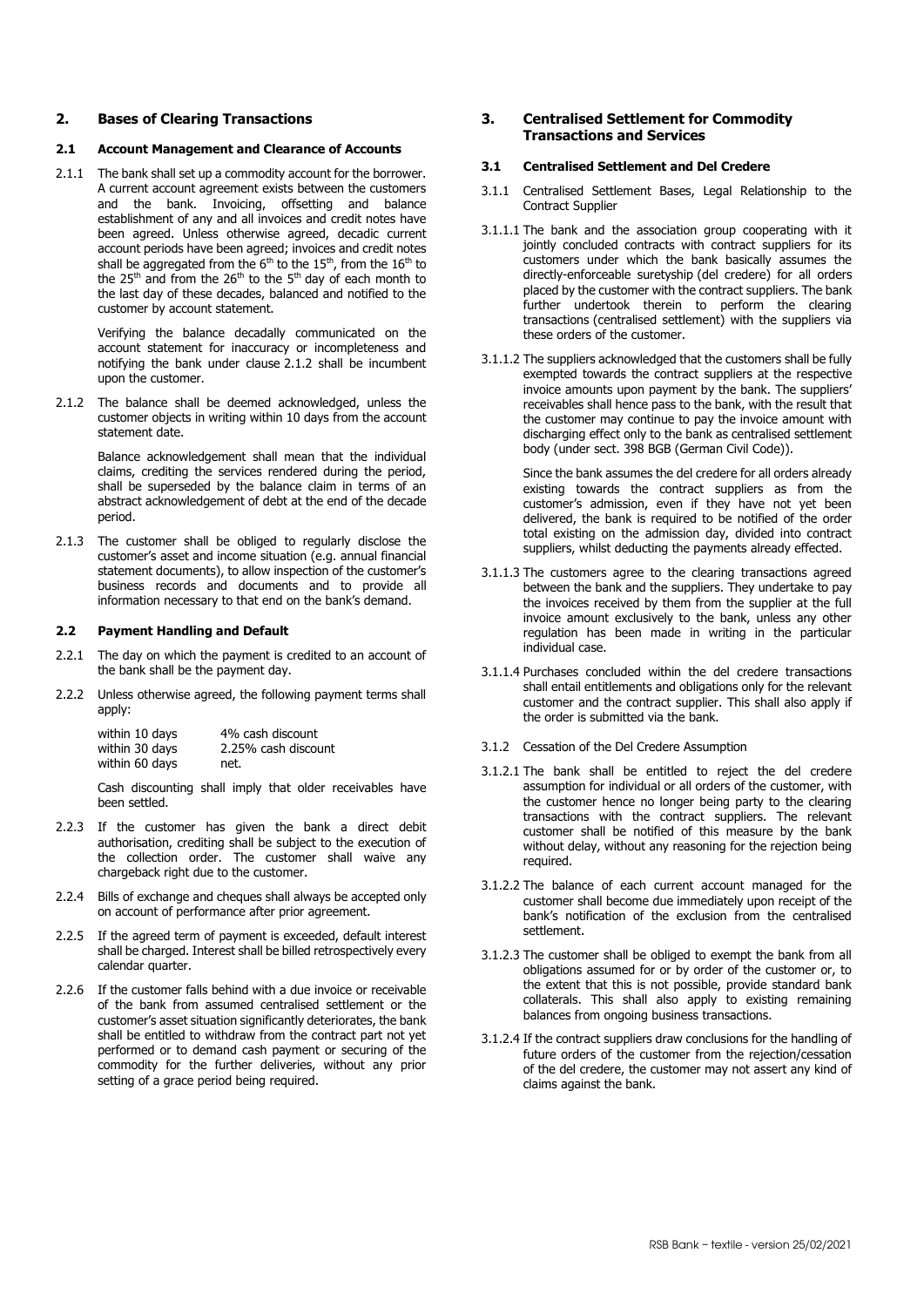## 2. Bases of Clearing Transactions

### 2.1 Account Management and Clearance of Accounts

2.1.1 The bank shall set up a commodity account for the borrower. A current account agreement exists between the customers and the bank. Invoicing, offsetting and balance establishment of any and all invoices and credit notes have been agreed. Unless otherwise agreed, decadic current account periods have been agreed; invoices and credit notes shall be aggregated from the 6th to the 15th, from the 16th to the 25th and from the 26th to the 5th day of each month to the last day of these decades, balanced and notified to the customer by account statement.

Verifying the balance decadally communicated on the account statement for inaccuracy or incompleteness and notifying the bank under clause 2.1.2 shall be incumbent upon the customer.

2.1.2 The balance shall be deemed acknowledged, unless the customer objects in writing within 10 days from the account statement date.

Balance acknowledgement shall mean that the individual claims, crediting the services rendered during the period, shall be superseded by the balance claim in terms of an abstract acknowledgement of debt at the end of the decade period.

2.1.3 The customer shall be obliged to regularly disclose the customer's asset and income situation (e.g. annual financial statement documents), to allow inspection of the customer's business records and documents and to provide all information necessary to that end on the bank's demand.

### 2.2 Payment Handling and Default

2.2.1 The day on which the payment is credited to an account of the bank shall be the payment day.

2.2.2 Unless otherwise agreed, the following payment terms shall apply:

| | |
|---|---|
| within 10 days | 4% cash discount |
| within 30 days | 2.25% cash discount |
| within 60 days | net. |

Cash discounting shall imply that older receivables have been settled.

2.2.3 If the customer has given the bank a direct debit authorisation, crediting shall be subject to the execution of the collection order. The customer shall waive any chargeback right due to the customer.

2.2.4 Bills of exchange and cheques shall always be accepted only on account of performance after prior agreement.

2.2.5 If the agreed term of payment is exceeded, default interest shall be charged. Interest shall be billed retrospectively every calendar quarter.

2.2.6 If the customer falls behind with a due invoice or receivable of the bank from assumed centralised settlement or the customer's asset situation significantly deteriorates, the bank shall be entitled to withdraw from the contract part not yet performed or to demand cash payment or securing of the commodity for the further deliveries, without any prior setting of a grace period being required.

## 3. Centralised Settlement for Commodity Transactions and Services

### 3.1 Centralised Settlement and Del Credere

3.1.1 Centralised Settlement Bases, Legal Relationship to the Contract Supplier

3.1.1.1 The bank and the association group cooperating with it jointly concluded contracts with contract suppliers for its customers under which the bank basically assumes the directly-enforceable suretyship (del credere) for all orders placed by the customer with the contract suppliers. The bank further undertook therein to perform the clearing transactions (centralised settlement) with the suppliers via these orders of the customer.

3.1.1.2 The suppliers acknowledged that the customers shall be fully exempted towards the contract suppliers at the respective invoice amounts upon payment by the bank. The suppliers' receivables shall hence pass to the bank, with the result that the customer may continue to pay the invoice amount with discharging effect only to the bank as centralised settlement body (under sect. 398 BGB (German Civil Code)).

Since the bank assumes the del credere for all orders already existing towards the contract suppliers as from the customer's admission, even if they have not yet been delivered, the bank is required to be notified of the order total existing on the admission day, divided into contract suppliers, whilst deducting the payments already effected.

3.1.1.3 The customers agree to the clearing transactions agreed between the bank and the suppliers. They undertake to pay the invoices received by them from the supplier at the full invoice amount exclusively to the bank, unless any other regulation has been made in writing in the particular individual case.

3.1.1.4 Purchases concluded within the del credere transactions shall entail entitlements and obligations only for the relevant customer and the contract supplier. This shall also apply if the order is submitted via the bank.

3.1.2 Cessation of the Del Credere Assumption

3.1.2.1 The bank shall be entitled to reject the del credere assumption for individual or all orders of the customer, with the customer hence no longer being party to the clearing transactions with the contract suppliers. The relevant customer shall be notified of this measure by the bank without delay, without any reasoning for the rejection being required.

3.1.2.2 The balance of each current account managed for the customer shall become due immediately upon receipt of the bank's notification of the exclusion from the centralised settlement.

3.1.2.3 The customer shall be obliged to exempt the bank from all obligations assumed for or by order of the customer or, to the extent that this is not possible, provide standard bank collaterals. This shall also apply to existing remaining balances from ongoing business transactions.

3.1.2.4 If the contract suppliers draw conclusions for the handling of future orders of the customer from the rejection/cessation of the del credere, the customer may not assert any kind of claims against the bank.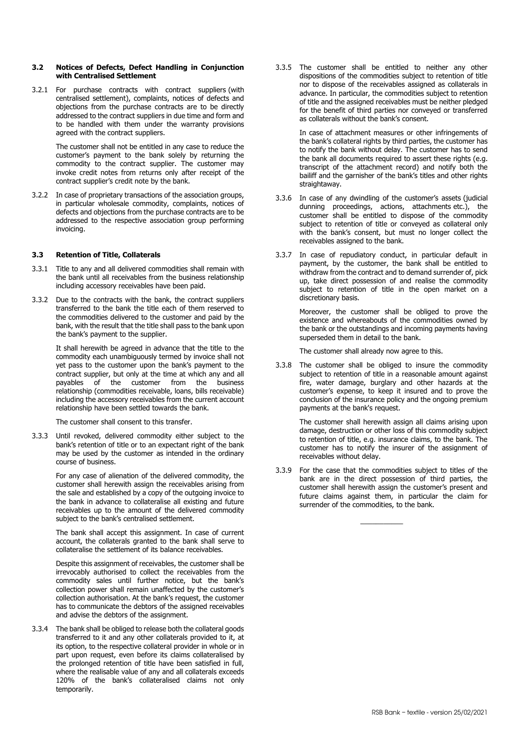### 3.2 Notices of Defects, Defect Handling in Conjunction with Centralised Settlement

3.2.1 For purchase contracts with contract suppliers (with centralised settlement), complaints, notices of defects and objections from the purchase contracts are to be directly addressed to the contract suppliers in due time and form and to be handled with them under the warranty provisions agreed with the contract suppliers.

The customer shall not be entitled in any case to reduce the customer's payment to the bank solely by returning the commodity to the contract supplier. The customer may invoke credit notes from returns only after receipt of the contract supplier's credit note by the bank.

3.2.2 In case of proprietary transactions of the association groups, in particular wholesale commodity, complaints, notices of defects and objections from the purchase contracts are to be addressed to the respective association group performing invoicing.

### 3.3 Retention of Title, Collaterals

3.3.1 Title to any and all delivered commodities shall remain with the bank until all receivables from the business relationship including accessory receivables have been paid.

3.3.2 Due to the contracts with the bank, the contract suppliers transferred to the bank the title each of them reserved to the commodities delivered to the customer and paid by the bank, with the result that the title shall pass to the bank upon the bank's payment to the supplier.

It shall herewith be agreed in advance that the title to the commodity each unambiguously termed by invoice shall not yet pass to the customer upon the bank's payment to the contract supplier, but only at the time at which any and all payables of the customer from the business relationship (commodities receivable, loans, bills receivable) including the accessory receivables from the current account relationship have been settled towards the bank.

The customer shall consent to this transfer.

3.3.3 Until revoked, delivered commodity either subject to the bank's retention of title or to an expectant right of the bank may be used by the customer as intended in the ordinary course of business.

For any case of alienation of the delivered commodity, the customer shall herewith assign the receivables arising from the sale and established by a copy of the outgoing invoice to the bank in advance to collateralise all existing and future receivables up to the amount of the delivered commodity subject to the bank's centralised settlement.

The bank shall accept this assignment. In case of current account, the collaterals granted to the bank shall serve to collateralise the settlement of its balance receivables.

Despite this assignment of receivables, the customer shall be irrevocably authorised to collect the receivables from the commodity sales until further notice, but the bank's collection power shall remain unaffected by the customer's collection authorisation. At the bank's request, the customer has to communicate the debtors of the assigned receivables and advise the debtors of the assignment.

3.3.4 The bank shall be obliged to release both the collateral goods transferred to it and any other collaterals provided to it, at its option, to the respective collateral provider in whole or in part upon request, even before its claims collateralised by the prolonged retention of title have been satisfied in full, where the realisable value of any and all collaterals exceeds 120% of the bank's collateralised claims not only temporarily.

3.3.5 The customer shall be entitled to neither any other dispositions of the commodities subject to retention of title nor to dispose of the receivables assigned as collaterals in advance. In particular, the commodities subject to retention of title and the assigned receivables must be neither pledged for the benefit of third parties nor conveyed or transferred as collaterals without the bank's consent.

In case of attachment measures or other infringements of the bank's collateral rights by third parties, the customer has to notify the bank without delay. The customer has to send the bank all documents required to assert these rights (e.g. transcript of the attachment record) and notify both the bailiff and the garnisher of the bank's titles and other rights straightaway.

3.3.6 In case of any dwindling of the customer's assets (judicial dunning proceedings, actions, attachments etc.), the customer shall be entitled to dispose of the commodity subject to retention of title or conveyed as collateral only with the bank's consent, but must no longer collect the receivables assigned to the bank.

3.3.7 In case of repudiatory conduct, in particular default in payment, by the customer, the bank shall be entitled to withdraw from the contract and to demand surrender of, pick up, take direct possession of and realise the commodity subject to retention of title in the open market on a discretionary basis.

Moreover, the customer shall be obliged to prove the existence and whereabouts of the commodities owned by the bank or the outstandings and incoming payments having superseded them in detail to the bank.

The customer shall already now agree to this.

3.3.8 The customer shall be obliged to insure the commodity subject to retention of title in a reasonable amount against fire, water damage, burglary and other hazards at the customer's expense, to keep it insured and to prove the conclusion of the insurance policy and the ongoing premium payments at the bank's request.

The customer shall herewith assign all claims arising upon damage, destruction or other loss of this commodity subject to retention of title, e.g. insurance claims, to the bank. The customer has to notify the insurer of the assignment of receivables without delay.

3.3.9 For the case that the commodities subject to titles of the bank are in the direct possession of third parties, the customer shall herewith assign the customer's present and future claims against them, in particular the claim for surrender of the commodities, to the bank.

---